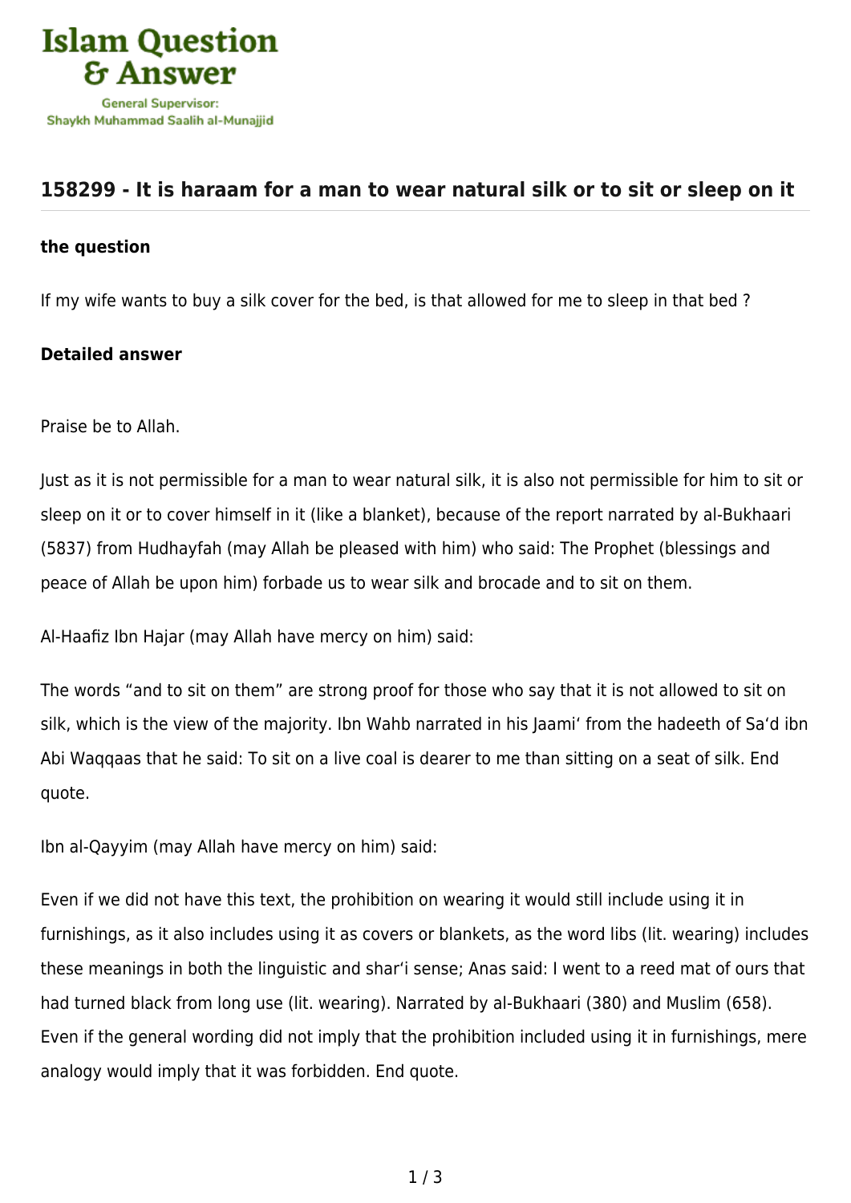Islam Question & Answer

General Supervisor: Shaykh Muhammad Saalih al-Munajjid

## 158299 - It is haraam for a man to wear natural silk or to sit or sleep on it

### the question

If my wife wants to buy a silk cover for the bed, is that allowed for me to sleep in that bed ?

### Detailed answer

Praise be to Allah.

Just as it is not permissible for a man to wear natural silk, it is also not permissible for him to sit or sleep on it or to cover himself in it (like a blanket), because of the report narrated by al-Bukhaari (5837) from Hudhayfah (may Allah be pleased with him) who said: The Prophet (blessings and peace of Allah be upon him) forbade us to wear silk and brocade and to sit on them.

Al-Haafiz Ibn Hajar (may Allah have mercy on him) said:

The words "and to sit on them" are strong proof for those who say that it is not allowed to sit on silk, which is the view of the majority. Ibn Wahb narrated in his Jaami' from the hadeeth of Sa'd ibn Abi Waqqaas that he said: To sit on a live coal is dearer to me than sitting on a seat of silk. End quote.

Ibn al-Qayyim (may Allah have mercy on him) said:

Even if we did not have this text, the prohibition on wearing it would still include using it in furnishings, as it also includes using it as covers or blankets, as the word libs (lit. wearing) includes these meanings in both the linguistic and shar'i sense; Anas said: I went to a reed mat of ours that had turned black from long use (lit. wearing). Narrated by al-Bukhaari (380) and Muslim (658). Even if the general wording did not imply that the prohibition included using it in furnishings, mere analogy would imply that it was forbidden. End quote.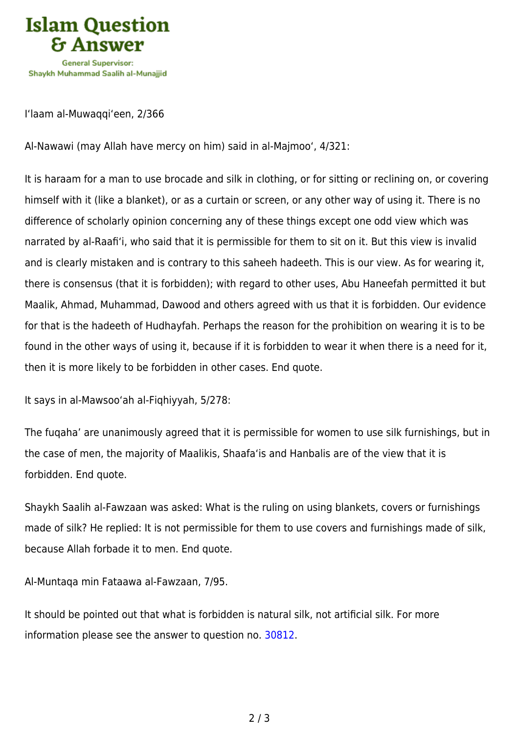I'laam al-Muwaqqi'een, 2/366

Al-Nawawi (may Allah have mercy on him) said in al-Majmoo', 4/321:

It is haraam for a man to use brocade and silk in clothing, or for sitting or reclining on, or covering himself with it (like a blanket), or as a curtain or screen, or any other way of using it. There is no difference of scholarly opinion concerning any of these things except one odd view which was narrated by al-Raafi'i, who said that it is permissible for them to sit on it. But this view is invalid and is clearly mistaken and is contrary to this saheeh hadeeth. This is our view. As for wearing it, there is consensus (that it is forbidden); with regard to other uses, Abu Haneefah permitted it but Maalik, Ahmad, Muhammad, Dawood and others agreed with us that it is forbidden. Our evidence for that is the hadeeth of Hudhayfah. Perhaps the reason for the prohibition on wearing it is to be found in the other ways of using it, because if it is forbidden to wear it when there is a need for it, then it is more likely to be forbidden in other cases. End quote.

It says in al-Mawsoo'ah al-Fiqhiyyah, 5/278:

The fuqaha' are unanimously agreed that it is permissible for women to use silk furnishings, but in the case of men, the majority of Maalikis, Shaafa'is and Hanbalis are of the view that it is forbidden. End quote.

Shaykh Saalih al-Fawzaan was asked: What is the ruling on using blankets, covers or furnishings made of silk? He replied: It is not permissible for them to use covers and furnishings made of silk, because Allah forbade it to men. End quote.

Al-Muntaqa min Fataawa al-Fawzaan, 7/95.

It should be pointed out that what is forbidden is natural silk, not artificial silk. For more information please see the answer to question no. 30812.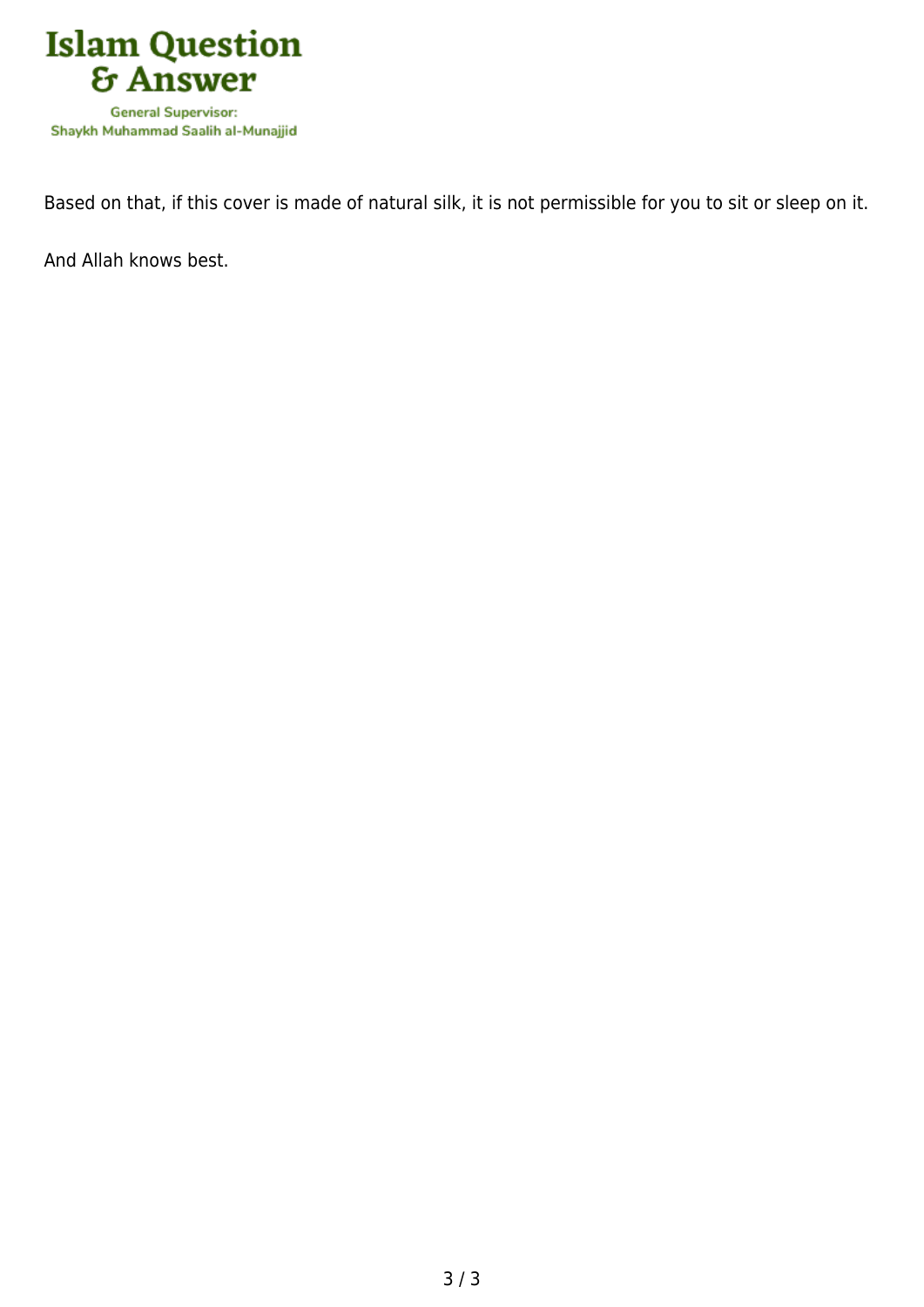Based on that, if this cover is made of natural silk, it is not permissible for you to sit or sleep on it.

And Allah knows best.